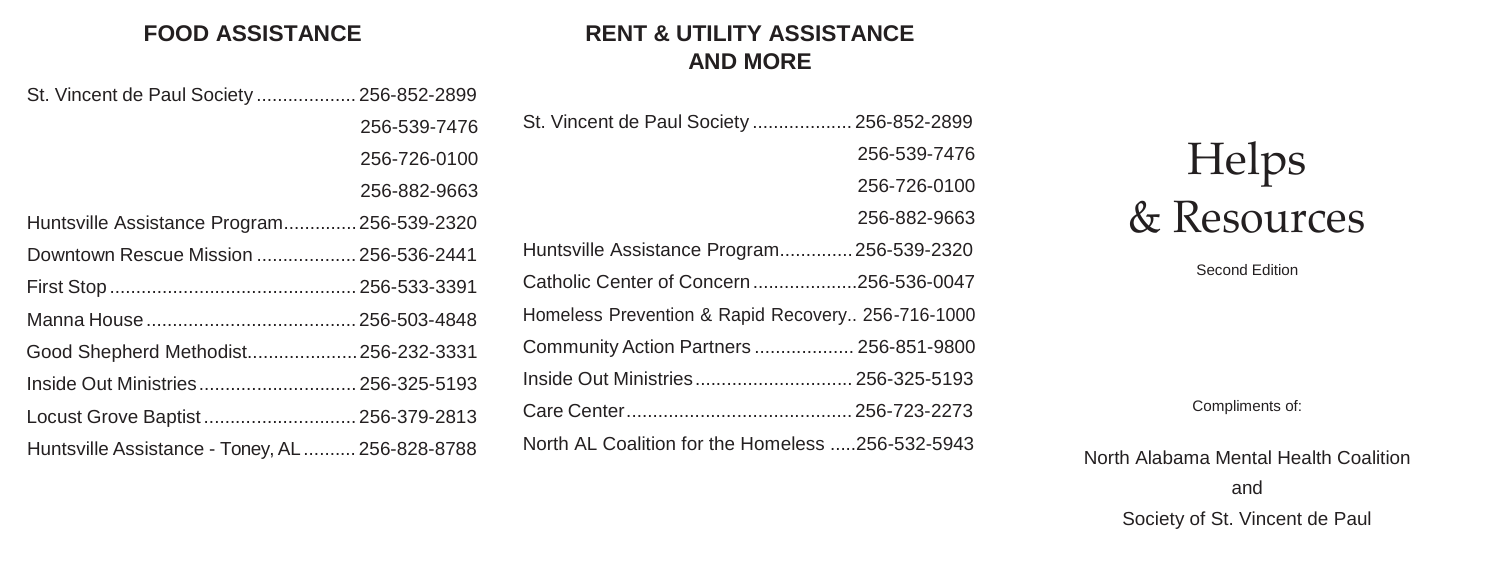## FOOD ASSISTANCE

St. Vincent de Paul Society ................... 256-852-2899
256-539-7476
256-726-0100
256-882-9663
Huntsville Assistance Program.............. 256-539-2320
Downtown Rescue Mission ................... 256-536-2441
First Stop ............................................... 256-533-3391
Manna House ........................................ 256-503-4848
Good Shepherd Methodist..................... 256-232-3331
Inside Out Ministries.............................. 256-325-5193
Locust Grove Baptist ............................ 256-379-2813
Huntsville Assistance - Toney, AL .......... 256-828-8788

## RENT & UTILITY ASSISTANCE AND MORE

St. Vincent de Paul Society ................... 256-852-2899
256-539-7476
256-726-0100
256-882-9663
Huntsville Assistance Program.............. 256-539-2320
Catholic Center of Concern ...................256-536-0047
Homeless Prevention & Rapid Recovery.. 256-716-1000
Community Action Partners ................... 256-851-9800
Inside Out Ministries.............................. 256-325-5193
Care Center........................................... 256-723-2273
North AL Coalition for the Homeless .....256-532-5943

# Helps & Resources

Second Edition

Compliments of:

North Alabama Mental Health Coalition
and
Society of St. Vincent de Paul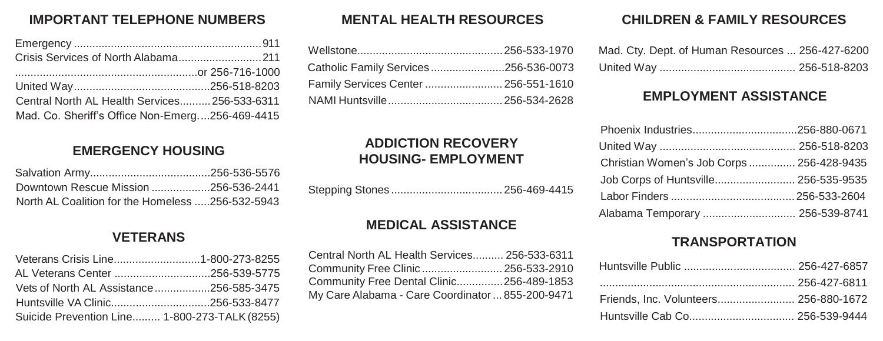## IMPORTANT TELEPHONE NUMBERS

| | |
|---|---|
| Emergency | 911 |
| Crisis Services of North Alabama | 211 |
| | or 256-716-1000 |
| United Way | 256-518-8203 |
| Central North AL Health Services | 256-533-6311 |
| Mad. Co. Sheriff's Office Non-Emerg. | 256-469-4415 |

## EMERGENCY HOUSING

| | |
|---|---|
| Salvation Army | 256-536-5576 |
| Downtown Rescue Mission | 256-536-2441 |
| North AL Coalition for the Homeless | 256-532-5943 |

## VETERANS

| | |
|---|---|
| Veterans Crisis Line | 1-800-273-8255 |
| AL Veterans Center | 256-539-5775 |
| Vets of North AL Assistance | 256-585-3475 |
| Huntsville VA Clinic | 256-533-8477 |
| Suicide Prevention Line | 1-800-273-TALK (8255) |

## MENTAL HEALTH RESOURCES

| | |
|---|---|
| Wellstone | 256-533-1970 |
| Catholic Family Services | 256-536-0073 |
| Family Services Center | 256-551-1610 |
| NAMI Huntsville | 256-534-2628 |

## ADDICTION RECOVERY HOUSING- EMPLOYMENT

| | |
|---|---|
| Stepping Stones | 256-469-4415 |

## MEDICAL ASSISTANCE

| | |
|---|---|
| Central North AL Health Services | 256-533-6311 |
| Community Free Clinic | 256-533-2910 |
| Community Free Dental Clinic | 256-489-1853 |
| My Care Alabama - Care Coordinator | 855-200-9471 |

## CHILDREN & FAMILY RESOURCES

| | |
|---|---|
| Mad. Cty. Dept. of Human Resources | 256-427-6200 |
| United Way | 256-518-8203 |

## EMPLOYMENT ASSISTANCE

| | |
|---|---|
| Phoenix Industries | 256-880-0671 |
| United Way | 256-518-8203 |
| Christian Women's Job Corps | 256-428-9435 |
| Job Corps of Huntsville | 256-535-9535 |
| Labor Finders | 256-533-2604 |
| Alabama Temporary | 256-539-8741 |

## TRANSPORTATION

| | |
|---|---|
| Huntsville Public | 256-427-6857 |
| | 256-427-6811 |
| Friends, Inc. Volunteers | 256-880-1672 |
| Huntsville Cab Co. | 256-539-9444 |